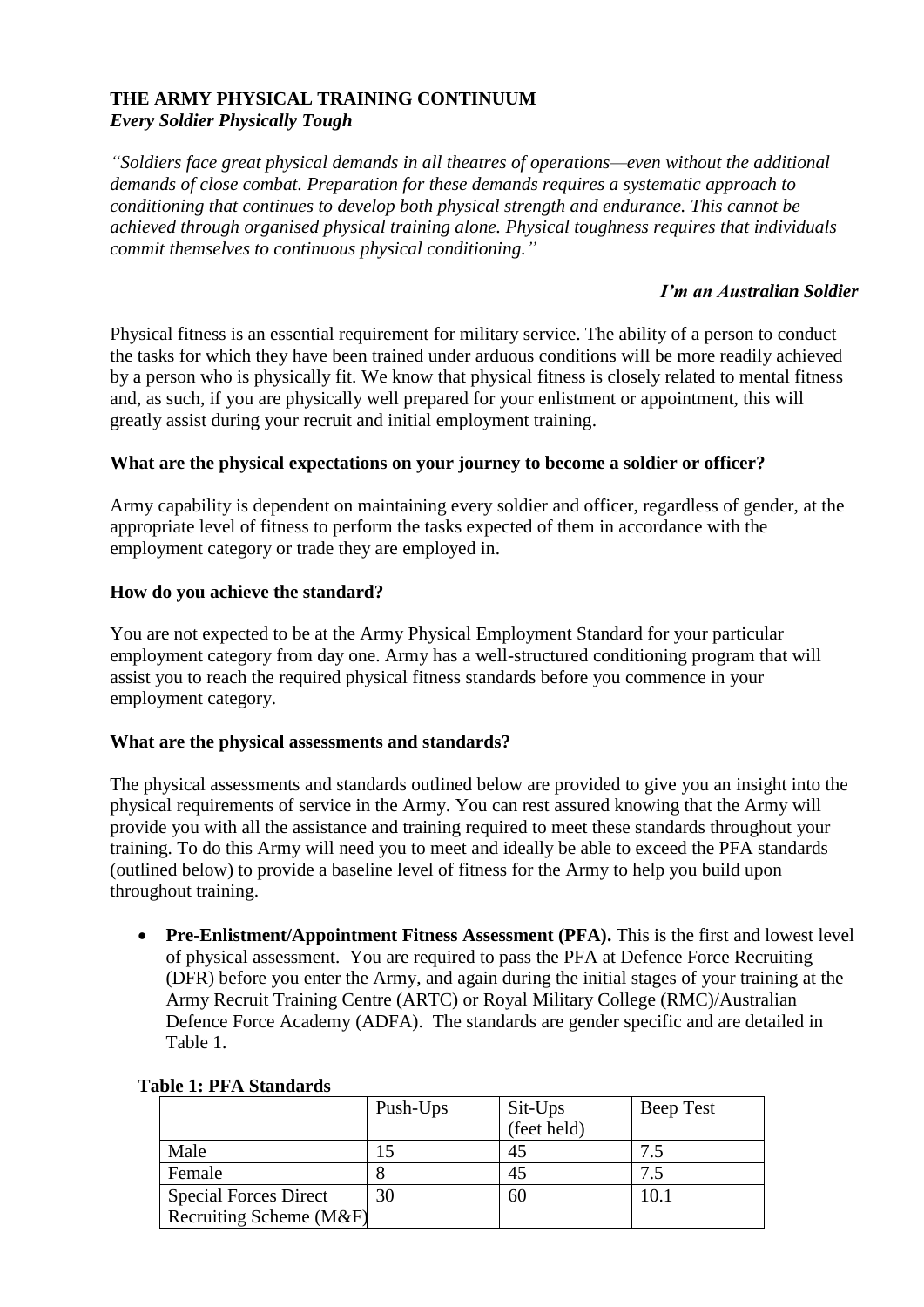# THE ARMY PHYSICAL TRAINING CONTINUUM

***Every Soldier Physically Tough***

*"Soldiers face great physical demands in all theatres of operations—even without the additional demands of close combat. Preparation for these demands requires a systematic approach to conditioning that continues to develop both physical strength and endurance. This cannot be achieved through organised physical training alone. Physical toughness requires that individuals commit themselves to continuous physical conditioning."*

***I'm an Australian Soldier***

Physical fitness is an essential requirement for military service. The ability of a person to conduct the tasks for which they have been trained under arduous conditions will be more readily achieved by a person who is physically fit. We know that physical fitness is closely related to mental fitness and, as such, if you are physically well prepared for your enlistment or appointment, this will greatly assist during your recruit and initial employment training.

## What are the physical expectations on your journey to become a soldier or officer?

Army capability is dependent on maintaining every soldier and officer, regardless of gender, at the appropriate level of fitness to perform the tasks expected of them in accordance with the employment category or trade they are employed in.

## How do you achieve the standard?

You are not expected to be at the Army Physical Employment Standard for your particular employment category from day one. Army has a well-structured conditioning program that will assist you to reach the required physical fitness standards before you commence in your employment category.

## What are the physical assessments and standards?

The physical assessments and standards outlined below are provided to give you an insight into the physical requirements of service in the Army. You can rest assured knowing that the Army will provide you with all the assistance and training required to meet these standards throughout your training. To do this Army will need you to meet and ideally be able to exceed the PFA standards (outlined below) to provide a baseline level of fitness for the Army to help you build upon throughout training.

- **Pre-Enlistment/Appointment Fitness Assessment (PFA).** This is the first and lowest level of physical assessment. You are required to pass the PFA at Defence Force Recruiting (DFR) before you enter the Army, and again during the initial stages of your training at the Army Recruit Training Centre (ARTC) or Royal Military College (RMC)/Australian Defence Force Academy (ADFA). The standards are gender specific and are detailed in Table 1.

**Table 1: PFA Standards**

| | Push-Ups | Sit-Ups (feet held) | Beep Test |
|---|---|---|---|
| Male | 15 | 45 | 7.5 |
| Female | 8 | 45 | 7.5 |
| Special Forces Direct Recruiting Scheme (M&F) | 30 | 60 | 10.1 |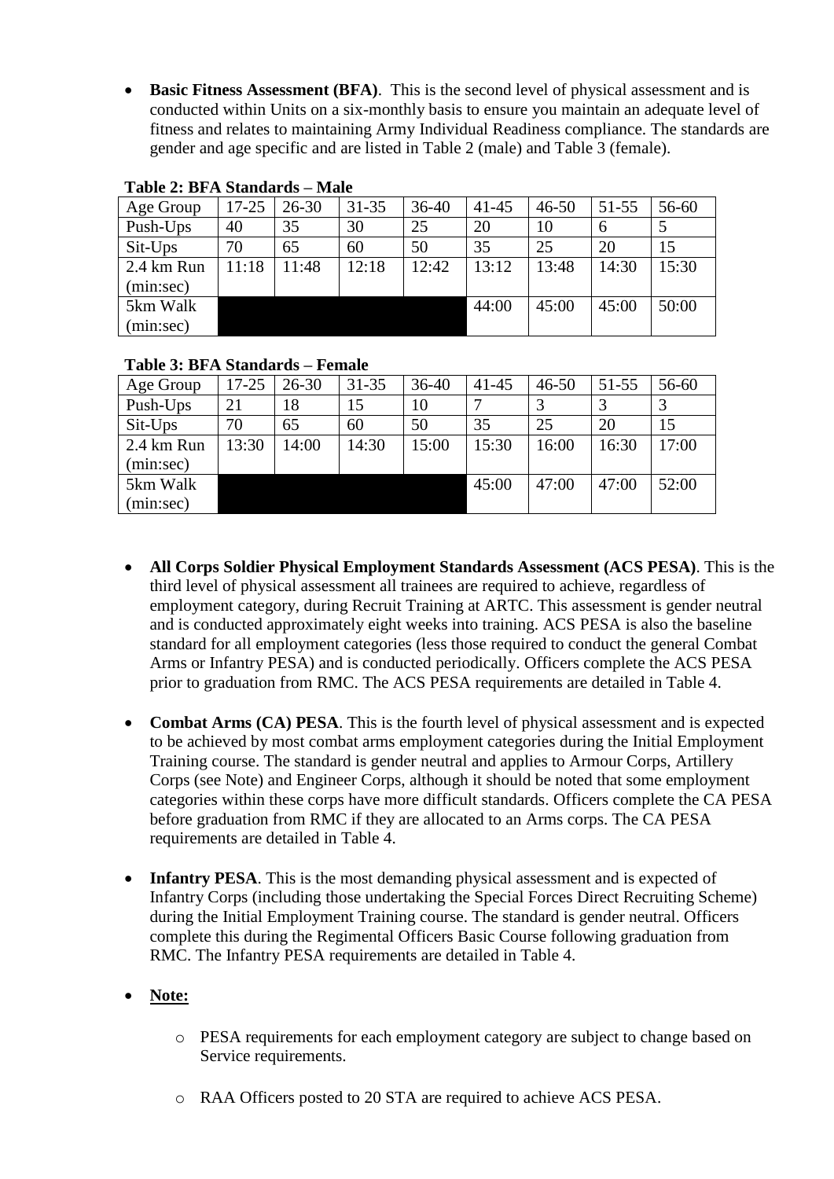- **Basic Fitness Assessment (BFA)**. This is the second level of physical assessment and is conducted within Units on a six-monthly basis to ensure you maintain an adequate level of fitness and relates to maintaining Army Individual Readiness compliance. The standards are gender and age specific and are listed in Table 2 (male) and Table 3 (female).

**Table 2: BFA Standards – Male**

| Age Group | 17-25 | 26-30 | 31-35 | 36-40 | 41-45 | 46-50 | 51-55 | 56-60 |
|---|---|---|---|---|---|---|---|---|
| Push-Ups | 40 | 35 | 30 | 25 | 20 | 10 | 6 | 5 |
| Sit-Ups | 70 | 65 | 60 | 50 | 35 | 25 | 20 | 15 |
| 2.4 km Run (min:sec) | 11:18 | 11:48 | 12:18 | 12:42 | 13:12 | 13:48 | 14:30 | 15:30 |
| 5km Walk (min:sec) | | | | | 44:00 | 45:00 | 45:00 | 50:00 |

**Table 3: BFA Standards – Female**

| Age Group | 17-25 | 26-30 | 31-35 | 36-40 | 41-45 | 46-50 | 51-55 | 56-60 |
|---|---|---|---|---|---|---|---|---|
| Push-Ups | 21 | 18 | 15 | 10 | 7 | 3 | 3 | 3 |
| Sit-Ups | 70 | 65 | 60 | 50 | 35 | 25 | 20 | 15 |
| 2.4 km Run (min:sec) | 13:30 | 14:00 | 14:30 | 15:00 | 15:30 | 16:00 | 16:30 | 17:00 |
| 5km Walk (min:sec) | | | | | 45:00 | 47:00 | 47:00 | 52:00 |

- **All Corps Soldier Physical Employment Standards Assessment (ACS PESA)**. This is the third level of physical assessment all trainees are required to achieve, regardless of employment category, during Recruit Training at ARTC. This assessment is gender neutral and is conducted approximately eight weeks into training. ACS PESA is also the baseline standard for all employment categories (less those required to conduct the general Combat Arms or Infantry PESA) and is conducted periodically. Officers complete the ACS PESA prior to graduation from RMC. The ACS PESA requirements are detailed in Table 4.

- **Combat Arms (CA) PESA**. This is the fourth level of physical assessment and is expected to be achieved by most combat arms employment categories during the Initial Employment Training course. The standard is gender neutral and applies to Armour Corps, Artillery Corps (see Note) and Engineer Corps, although it should be noted that some employment categories within these corps have more difficult standards. Officers complete the CA PESA before graduation from RMC if they are allocated to an Arms corps. The CA PESA requirements are detailed in Table 4.

- **Infantry PESA**. This is the most demanding physical assessment and is expected of Infantry Corps (including those undertaking the Special Forces Direct Recruiting Scheme) during the Initial Employment Training course. The standard is gender neutral. Officers complete this during the Regimental Officers Basic Course following graduation from RMC. The Infantry PESA requirements are detailed in Table 4.

- **Note:**

  - PESA requirements for each employment category are subject to change based on Service requirements.

  - RAA Officers posted to 20 STA are required to achieve ACS PESA.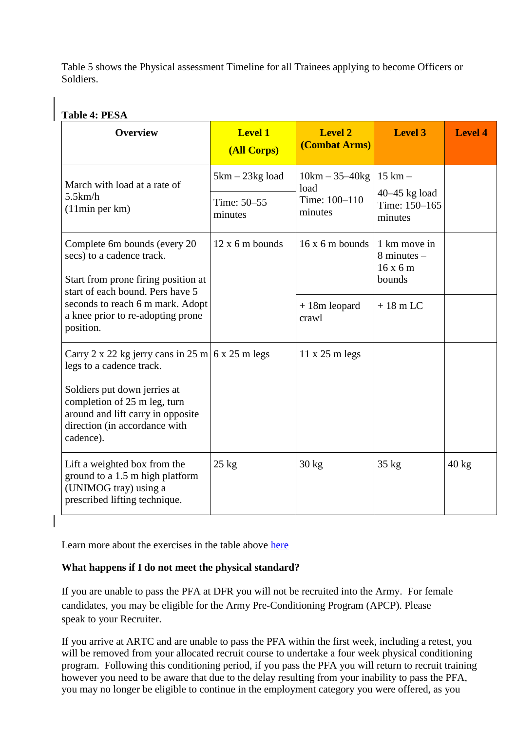Table 5 shows the Physical assessment Timeline for all Trainees applying to become Officers or Soldiers.

**Table 4: PESA**

| Overview | Level 1 (All Corps) | Level 2 (Combat Arms) | Level 3 | Level 4 |
|---|---|---|---|---|
| March with load at a rate of 5.5km/h (11min per km) | 5km – 23kg load<br>Time: 50–55 minutes | 10km – 35–40kg load<br>Time: 100–110 minutes | 15 km – 40–45 kg load<br>Time: 150–165 minutes | |
| Complete 6m bounds (every 20 secs) to a cadence track.<br><br>Start from prone firing position at start of each bound. Pers have 5 seconds to reach 6 m mark. Adopt a knee prior to re-adopting prone position. | 12 x 6 m bounds | 16 x 6 m bounds<br><br>+ 18m leopard crawl | 1 km move in 8 minutes – 16 x 6 m bounds<br><br>+ 18 m LC | |
| Carry 2 x 22 kg jerry cans in 25 m legs to a cadence track.<br><br>Soldiers put down jerries at completion of 25 m leg, turn around and lift carry in opposite direction (in accordance with cadence). | 6 x 25 m legs | 11 x 25 m legs | | |
| Lift a weighted box from the ground to a 1.5 m high platform (UNIMOG tray) using a prescribed lifting technique. | 25 kg | 30 kg | 35 kg | 40 kg |

Learn more about the exercises in the table above here

**What happens if I do not meet the physical standard?**

If you are unable to pass the PFA at DFR you will not be recruited into the Army. For female candidates, you may be eligible for the Army Pre-Conditioning Program (APCP). Please speak to your Recruiter.

If you arrive at ARTC and are unable to pass the PFA within the first week, including a retest, you will be removed from your allocated recruit course to undertake a four week physical conditioning program. Following this conditioning period, if you pass the PFA you will return to recruit training however you need to be aware that due to the delay resulting from your inability to pass the PFA, you may no longer be eligible to continue in the employment category you were offered, as you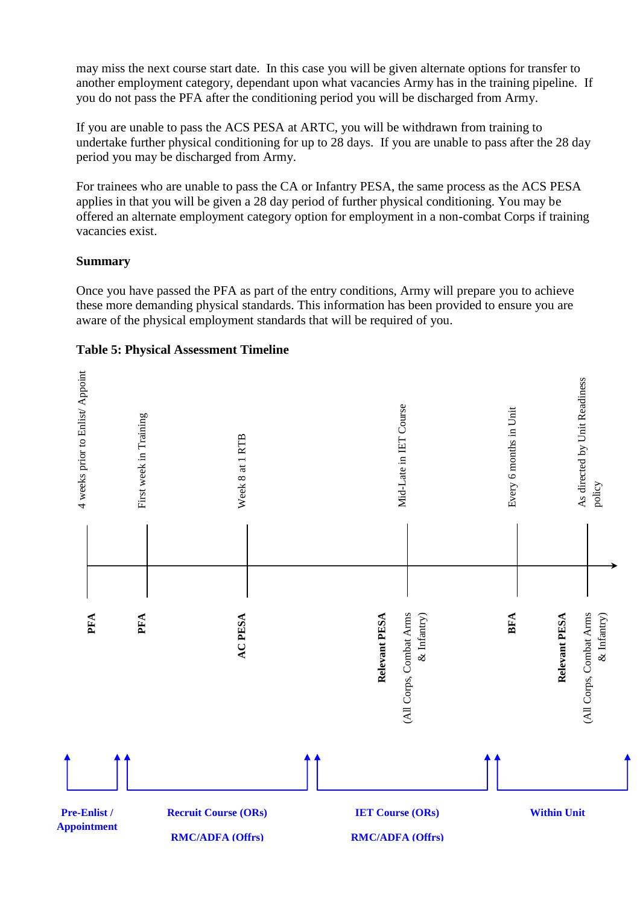may miss the next course start date. In this case you will be given alternate options for transfer to another employment category, dependant upon what vacancies Army has in the training pipeline. If you do not pass the PFA after the conditioning period you will be discharged from Army.

If you are unable to pass the ACS PESA at ARTC, you will be withdrawn from training to undertake further physical conditioning for up to 28 days. If you are unable to pass after the 28 day period you may be discharged from Army.

For trainees who are unable to pass the CA or Infantry PESA, the same process as the ACS PESA applies in that you will be given a 28 day period of further physical conditioning. You may be offered an alternate employment category option for employment in a non-combat Corps if training vacancies exist.

**Summary**

Once you have passed the PFA as part of the entry conditions, Army will prepare you to achieve these more demanding physical standards. This information has been provided to ensure you are aware of the physical employment standards that will be required of you.

**Table 5: Physical Assessment Timeline**

4 weeks prior to Enlist/ Appoint

First week in Training

Week 8 at 1 RTB

Mid-Late in IET Course

Every 6 months in Unit

As directed by Unit Readiness policy

**PFA**

**PFA**

**AC PESA**

**Relevant PESA** (All Corps, Combat Arms & Infantry)

**BFA**

**Relevant PESA** (All Corps, Combat Arms & Infantry)

**Pre-Enlist / Appointment**

**Recruit Course (ORs)**

**RMC/ADFA (Offrs)**

**IET Course (ORs)**

**RMC/ADFA (Offrs)**

**Within Unit**